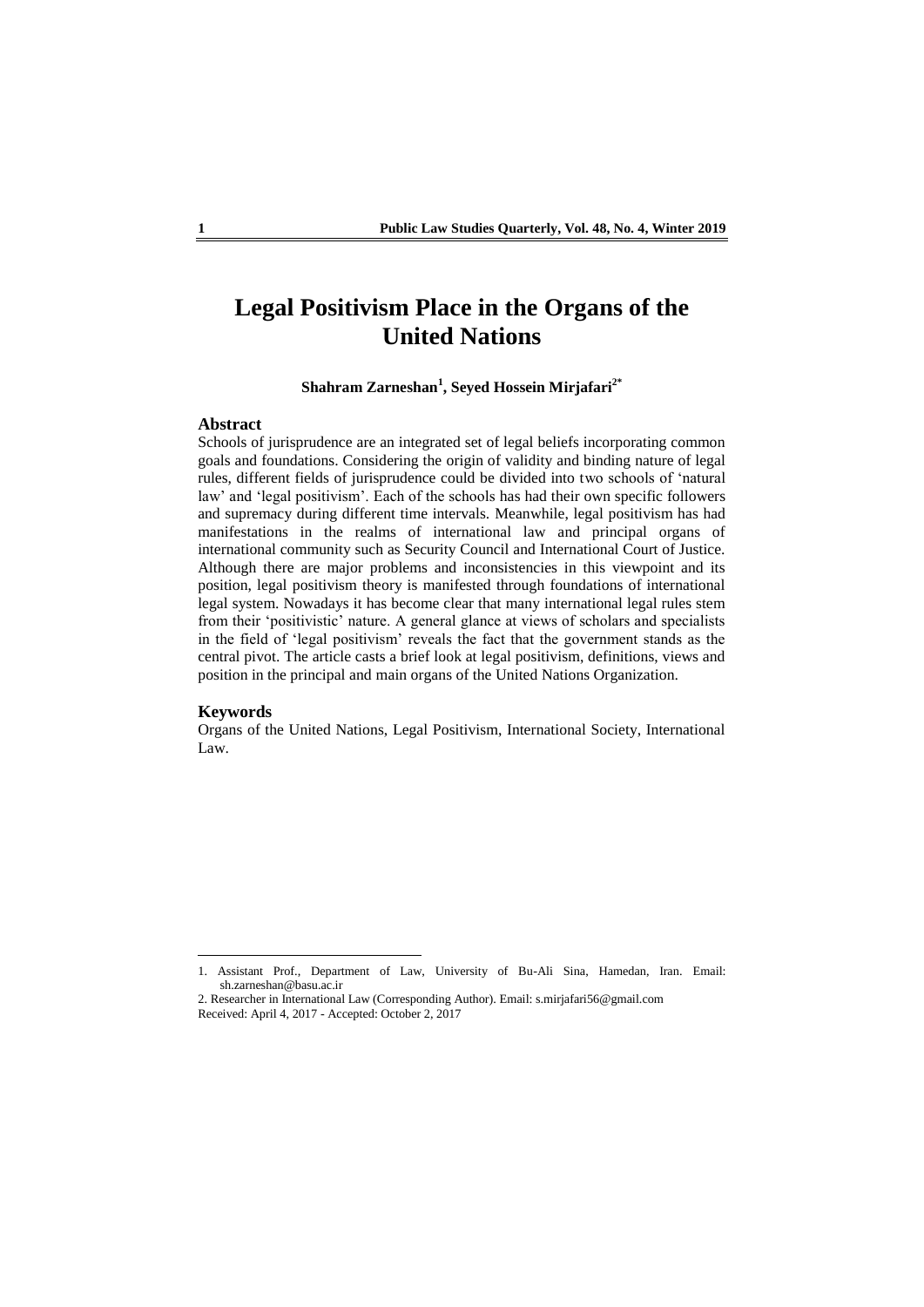# Legal Positivism Place in the Organs of the United Nations

**Shahram Zarneshan[1], Seyed Hossein Mirjafari[2*]**

## Abstract

Schools of jurisprudence are an integrated set of legal beliefs incorporating common goals and foundations. Considering the origin of validity and binding nature of legal rules, different fields of jurisprudence could be divided into two schools of 'natural law' and 'legal positivism'. Each of the schools has had their own specific followers and supremacy during different time intervals. Meanwhile, legal positivism has had manifestations in the realms of international law and principal organs of international community such as Security Council and International Court of Justice. Although there are major problems and inconsistencies in this viewpoint and its position, legal positivism theory is manifested through foundations of international legal system. Nowadays it has become clear that many international legal rules stem from their 'positivistic' nature. A general glance at views of scholars and specialists in the field of 'legal positivism' reveals the fact that the government stands as the central pivot. The article casts a brief look at legal positivism, definitions, views and position in the principal and main organs of the United Nations Organization.

## Keywords

Organs of the United Nations, Legal Positivism, International Society, International Law.

---

1. Assistant Prof., Department of Law, University of Bu-Ali Sina, Hamedan, Iran. Email: sh.zarneshan@basu.ac.ir

2. Researcher in International Law (Corresponding Author). Email: s.mirjafari56@gmail.com

Received: April 4, 2017 - Accepted: October 2, 2017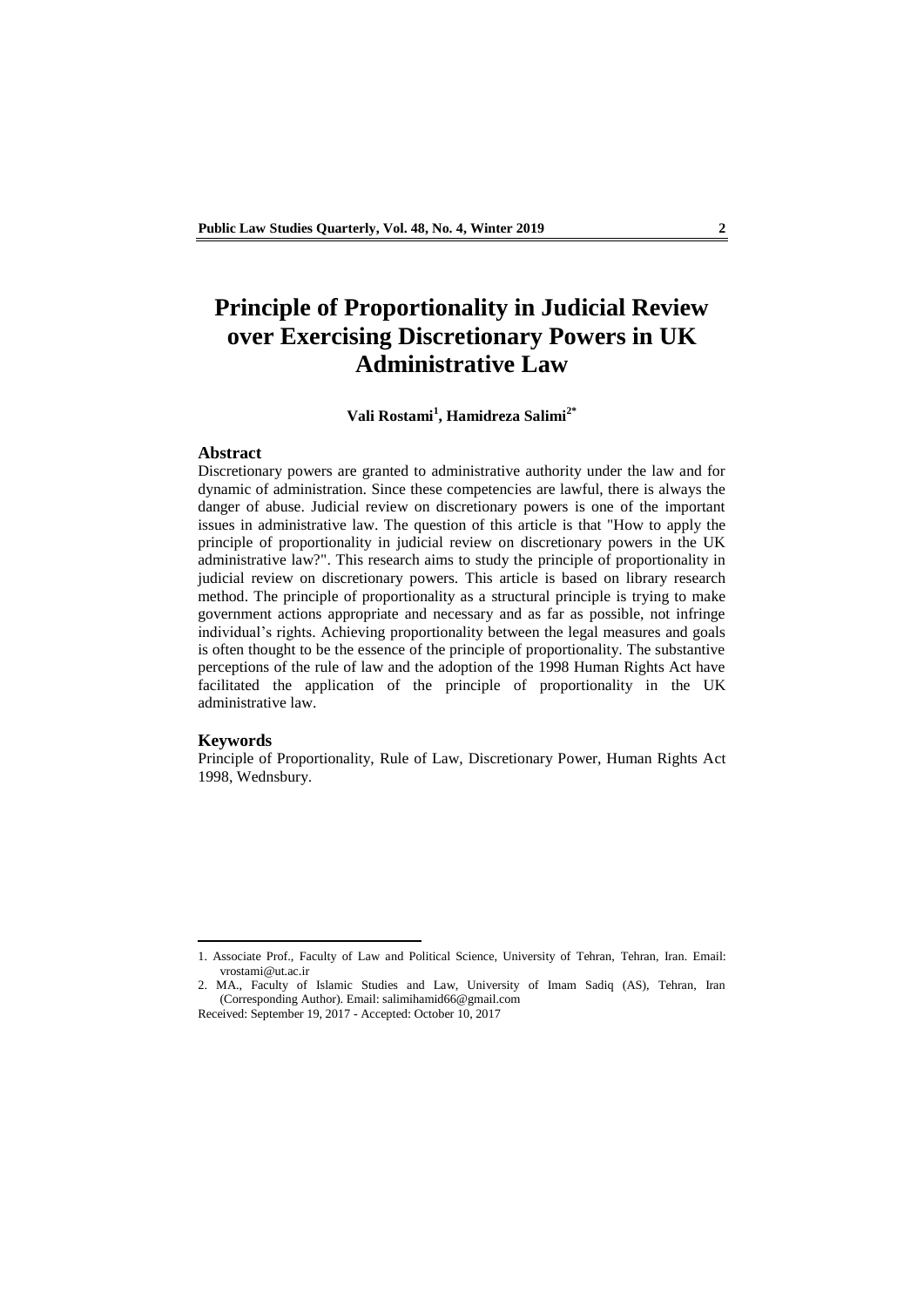# Principle of Proportionality in Judicial Review over Exercising Discretionary Powers in UK Administrative Law

**Vali Rostami[1], Hamidreza Salimi[2*]**

## Abstract

Discretionary powers are granted to administrative authority under the law and for dynamic of administration. Since these competencies are lawful, there is always the danger of abuse. Judicial review on discretionary powers is one of the important issues in administrative law. The question of this article is that "How to apply the principle of proportionality in judicial review on discretionary powers in the UK administrative law?". This research aims to study the principle of proportionality in judicial review on discretionary powers. This article is based on library research method. The principle of proportionality as a structural principle is trying to make government actions appropriate and necessary and as far as possible, not infringe individual's rights. Achieving proportionality between the legal measures and goals is often thought to be the essence of the principle of proportionality. The substantive perceptions of the rule of law and the adoption of the 1998 Human Rights Act have facilitated the application of the principle of proportionality in the UK administrative law.

## Keywords

Principle of Proportionality, Rule of Law, Discretionary Power, Human Rights Act 1998, Wednsbury.

---

1. Associate Prof., Faculty of Law and Political Science, University of Tehran, Tehran, Iran. Email: vrostami@ut.ac.ir
2. MA., Faculty of Islamic Studies and Law, University of Imam Sadiq (AS), Tehran, Iran (Corresponding Author). Email: salimihamid66@gmail.com

Received: September 19, 2017 - Accepted: October 10, 2017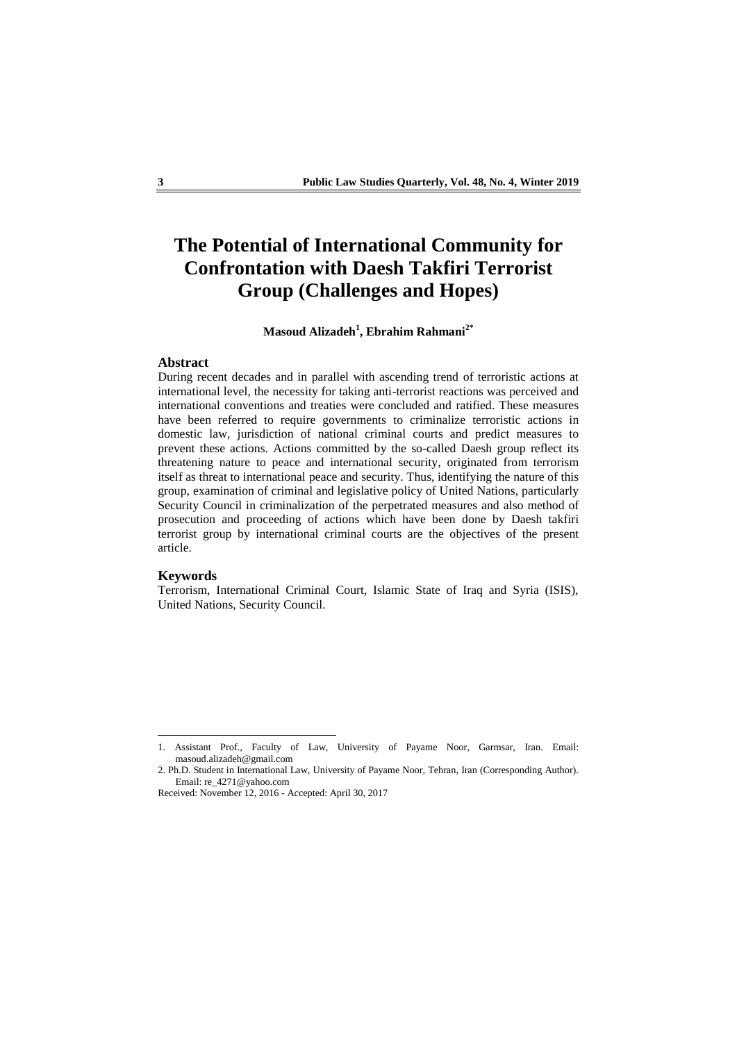# The Potential of International Community for Confrontation with Daesh Takfiri Terrorist Group (Challenges and Hopes)

**Masoud Alizadeh[1], Ebrahim Rahmani[2*]**

## Abstract

During recent decades and in parallel with ascending trend of terroristic actions at international level, the necessity for taking anti-terrorist reactions was perceived and international conventions and treaties were concluded and ratified. These measures have been referred to require governments to criminalize terroristic actions in domestic law, jurisdiction of national criminal courts and predict measures to prevent these actions. Actions committed by the so-called Daesh group reflect its threatening nature to peace and international security, originated from terrorism itself as threat to international peace and security. Thus, identifying the nature of this group, examination of criminal and legislative policy of United Nations, particularly Security Council in criminalization of the perpetrated measures and also method of prosecution and proceeding of actions which have been done by Daesh takfiri terrorist group by international criminal courts are the objectives of the present article.

## Keywords

Terrorism, International Criminal Court, Islamic State of Iraq and Syria (ISIS), United Nations, Security Council.

---

1. Assistant Prof., Faculty of Law, University of Payame Noor, Garmsar, Iran. Email: masoud.alizadeh@gmail.com
2. Ph.D. Student in International Law, University of Payame Noor, Tehran, Iran (Corresponding Author). Email: re_4271@yahoo.com

Received: November 12, 2016 - Accepted: April 30, 2017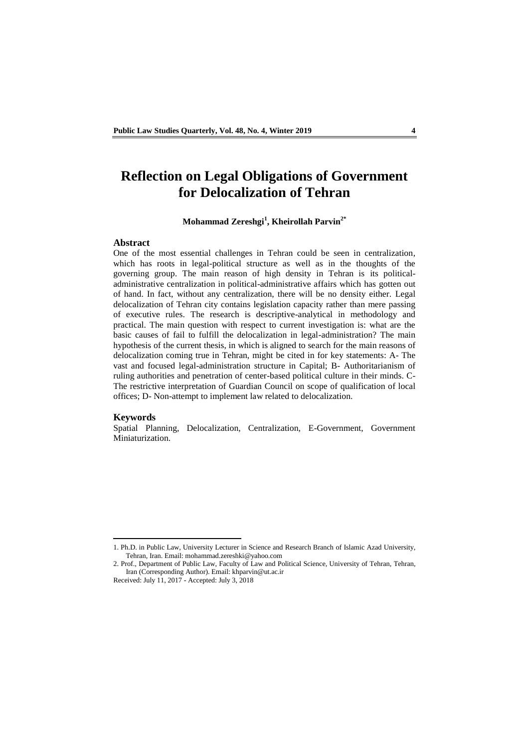# Reflection on Legal Obligations of Government for Delocalization of Tehran

**Mohammad Zereshgi[1], Kheirollah Parvin[2*]**

## Abstract

One of the most essential challenges in Tehran could be seen in centralization, which has roots in legal-political structure as well as in the thoughts of the governing group. The main reason of high density in Tehran is its political-administrative centralization in political-administrative affairs which has gotten out of hand. In fact, without any centralization, there will be no density either. Legal delocalization of Tehran city contains legislation capacity rather than mere passing of executive rules. The research is descriptive-analytical in methodology and practical. The main question with respect to current investigation is: what are the basic causes of fail to fulfill the delocalization in legal-administration? The main hypothesis of the current thesis, in which is aligned to search for the main reasons of delocalization coming true in Tehran, might be cited in for key statements: A- The vast and focused legal-administration structure in Capital; B- Authoritarianism of ruling authorities and penetration of center-based political culture in their minds. C- The restrictive interpretation of Guardian Council on scope of qualification of local offices; D- Non-attempt to implement law related to delocalization.

## Keywords

Spatial Planning, Delocalization, Centralization, E-Government, Government Miniaturization.

---

1. Ph.D. in Public Law, University Lecturer in Science and Research Branch of Islamic Azad University, Tehran, Iran. Email: mohammad.zereshki@yahoo.com

2. Prof., Department of Public Law, Faculty of Law and Political Science, University of Tehran, Tehran, Iran (Corresponding Author). Email: khparvin@ut.ac.ir

Received: July 11, 2017 - Accepted: July 3, 2018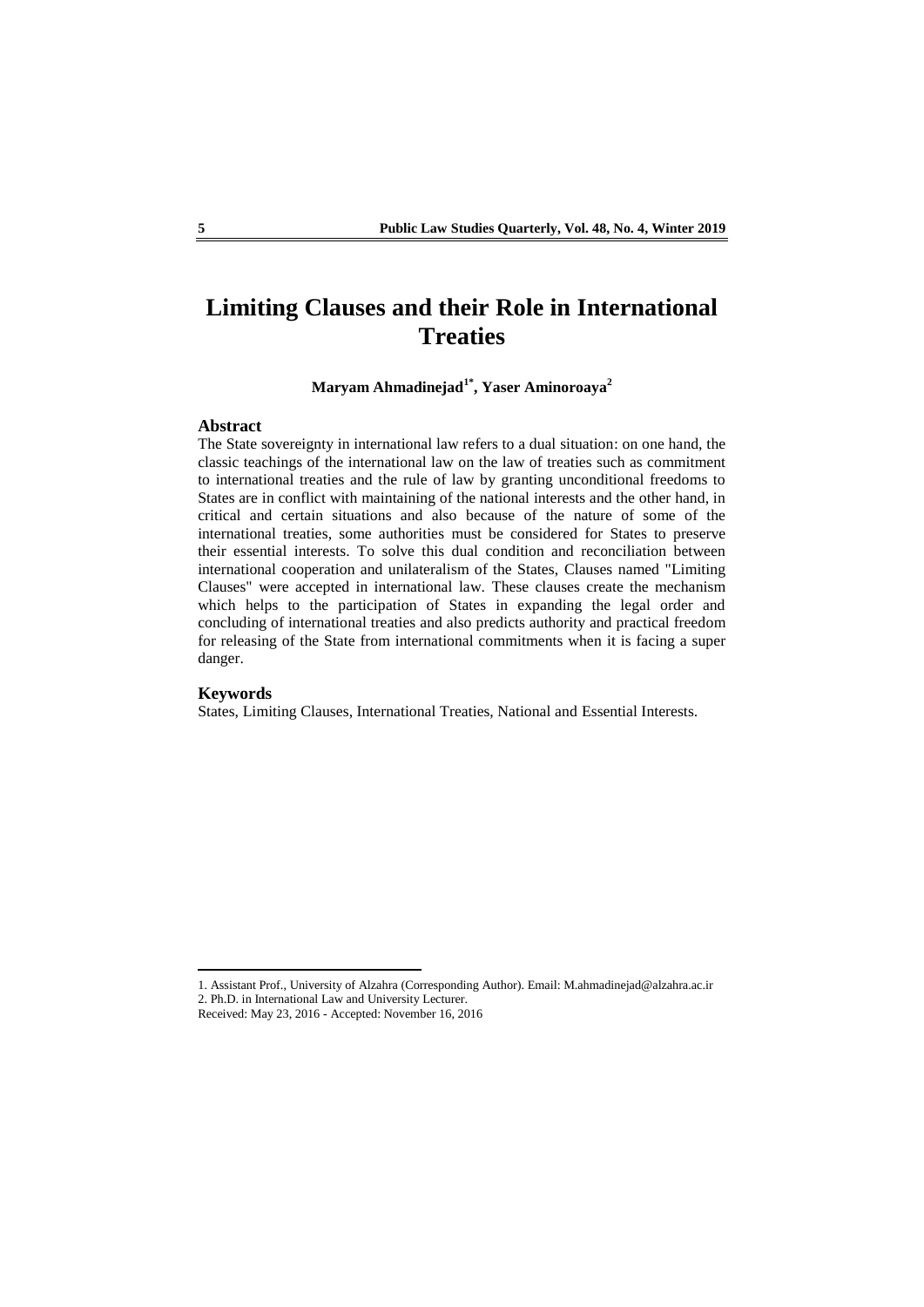# Limiting Clauses and their Role in International Treaties

**Maryam Ahmadinejad[1*], Yaser Aminoroaya[2]**

## Abstract

The State sovereignty in international law refers to a dual situation: on one hand, the classic teachings of the international law on the law of treaties such as commitment to international treaties and the rule of law by granting unconditional freedoms to States are in conflict with maintaining of the national interests and the other hand, in critical and certain situations and also because of the nature of some of the international treaties, some authorities must be considered for States to preserve their essential interests. To solve this dual condition and reconciliation between international cooperation and unilateralism of the States, Clauses named "Limiting Clauses" were accepted in international law. These clauses create the mechanism which helps to the participation of States in expanding the legal order and concluding of international treaties and also predicts authority and practical freedom for releasing of the State from international commitments when it is facing a super danger.

## Keywords

States, Limiting Clauses, International Treaties, National and Essential Interests.

---

1. Assistant Prof., University of Alzahra (Corresponding Author). Email: M.ahmadinejad@alzahra.ac.ir
2. Ph.D. in International Law and University Lecturer.

Received: May 23, 2016 - Accepted: November 16, 2016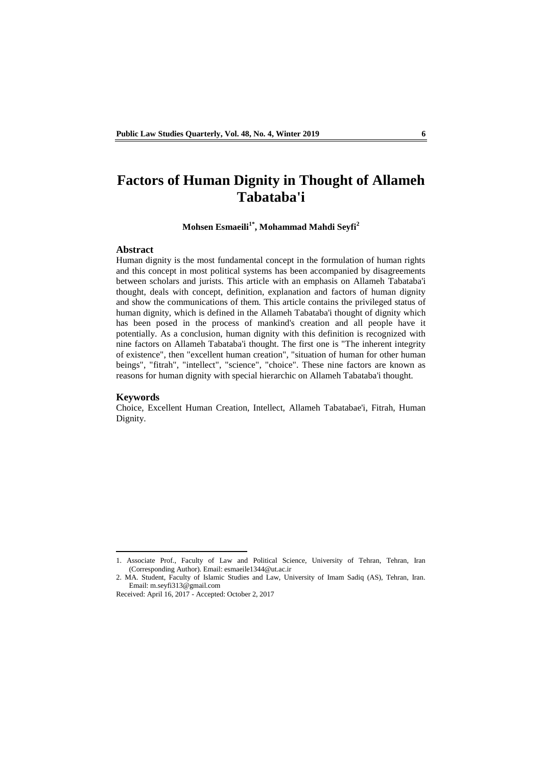# Factors of Human Dignity in Thought of Allameh Tabataba'i

**Mohsen Esmaeili[1*], Mohammad Mahdi Seyfi[2]**

## Abstract

Human dignity is the most fundamental concept in the formulation of human rights and this concept in most political systems has been accompanied by disagreements between scholars and jurists. This article with an emphasis on Allameh Tabataba'i thought, deals with concept, definition, explanation and factors of human dignity and show the communications of them. This article contains the privileged status of human dignity, which is defined in the Allameh Tabataba'i thought of dignity which has been posed in the process of mankind's creation and all people have it potentially. As a conclusion, human dignity with this definition is recognized with nine factors on Allameh Tabataba'i thought. The first one is "The inherent integrity of existence", then "excellent human creation", "situation of human for other human beings", "fitrah", "intellect", "science", "choice". These nine factors are known as reasons for human dignity with special hierarchic on Allameh Tabataba'i thought.

## Keywords

Choice, Excellent Human Creation, Intellect, Allameh Tabatabae'i, Fitrah, Human Dignity.

---

1. Associate Prof., Faculty of Law and Political Science, University of Tehran, Tehran, Iran (Corresponding Author). Email: esmaeile1344@ut.ac.ir
2. MA. Student, Faculty of Islamic Studies and Law, University of Imam Sadiq (AS), Tehran, Iran. Email: m.seyfi313@gmail.com

Received: April 16, 2017 - Accepted: October 2, 2017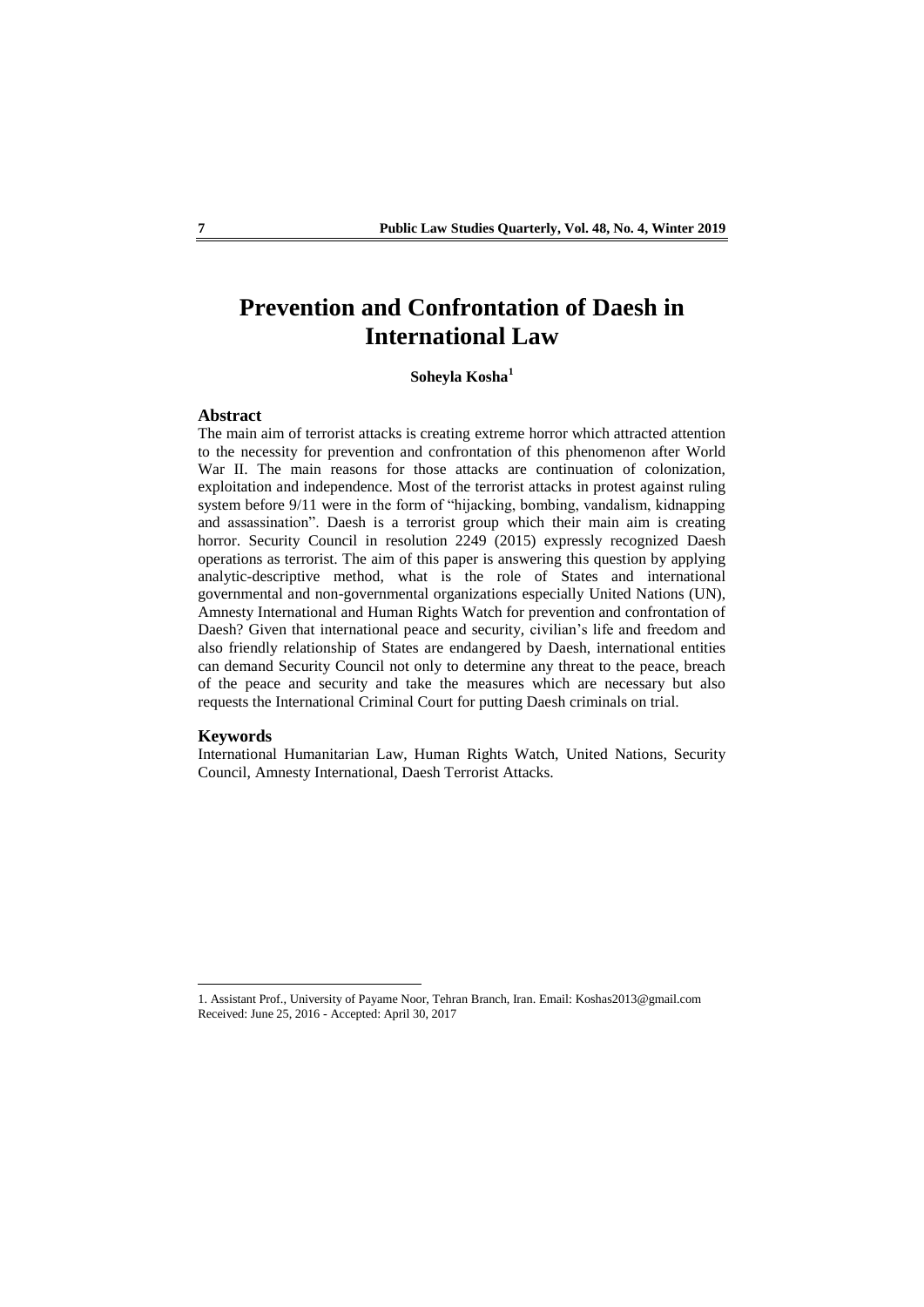# Prevention and Confrontation of Daesh in International Law

**Soheyla Kosha**[1]

## Abstract

The main aim of terrorist attacks is creating extreme horror which attracted attention to the necessity for prevention and confrontation of this phenomenon after World War II. The main reasons for those attacks are continuation of colonization, exploitation and independence. Most of the terrorist attacks in protest against ruling system before 9/11 were in the form of "hijacking, bombing, vandalism, kidnapping and assassination". Daesh is a terrorist group which their main aim is creating horror. Security Council in resolution 2249 (2015) expressly recognized Daesh operations as terrorist. The aim of this paper is answering this question by applying analytic-descriptive method, what is the role of States and international governmental and non-governmental organizations especially United Nations (UN), Amnesty International and Human Rights Watch for prevention and confrontation of Daesh? Given that international peace and security, civilian's life and freedom and also friendly relationship of States are endangered by Daesh, international entities can demand Security Council not only to determine any threat to the peace, breach of the peace and security and take the measures which are necessary but also requests the International Criminal Court for putting Daesh criminals on trial.

## Keywords

International Humanitarian Law, Human Rights Watch, United Nations, Security Council, Amnesty International, Daesh Terrorist Attacks.

---

1. Assistant Prof., University of Payame Noor, Tehran Branch, Iran. Email: Koshas2013@gmail.com
Received: June 25, 2016 - Accepted: April 30, 2017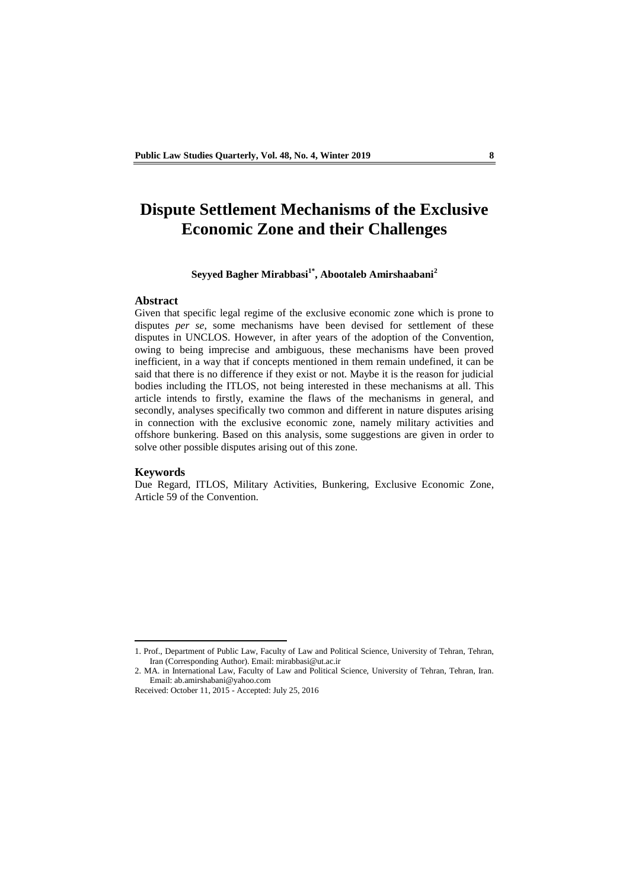# Dispute Settlement Mechanisms of the Exclusive Economic Zone and their Challenges

**Seyyed Bagher Mirabbasi[1*], Abootaleb Amirshaabani[2]**

## Abstract

Given that specific legal regime of the exclusive economic zone which is prone to disputes *per se*, some mechanisms have been devised for settlement of these disputes in UNCLOS. However, in after years of the adoption of the Convention, owing to being imprecise and ambiguous, these mechanisms have been proved inefficient, in a way that if concepts mentioned in them remain undefined, it can be said that there is no difference if they exist or not. Maybe it is the reason for judicial bodies including the ITLOS, not being interested in these mechanisms at all. This article intends to firstly, examine the flaws of the mechanisms in general, and secondly, analyses specifically two common and different in nature disputes arising in connection with the exclusive economic zone, namely military activities and offshore bunkering. Based on this analysis, some suggestions are given in order to solve other possible disputes arising out of this zone.

## Keywords

Due Regard, ITLOS, Military Activities, Bunkering, Exclusive Economic Zone, Article 59 of the Convention.

---

1. Prof., Department of Public Law, Faculty of Law and Political Science, University of Tehran, Tehran, Iran (Corresponding Author). Email: mirabbasi@ut.ac.ir

2. MA. in International Law, Faculty of Law and Political Science, University of Tehran, Tehran, Iran. Email: ab.amirshabani@yahoo.com

Received: October 11, 2015 - Accepted: July 25, 2016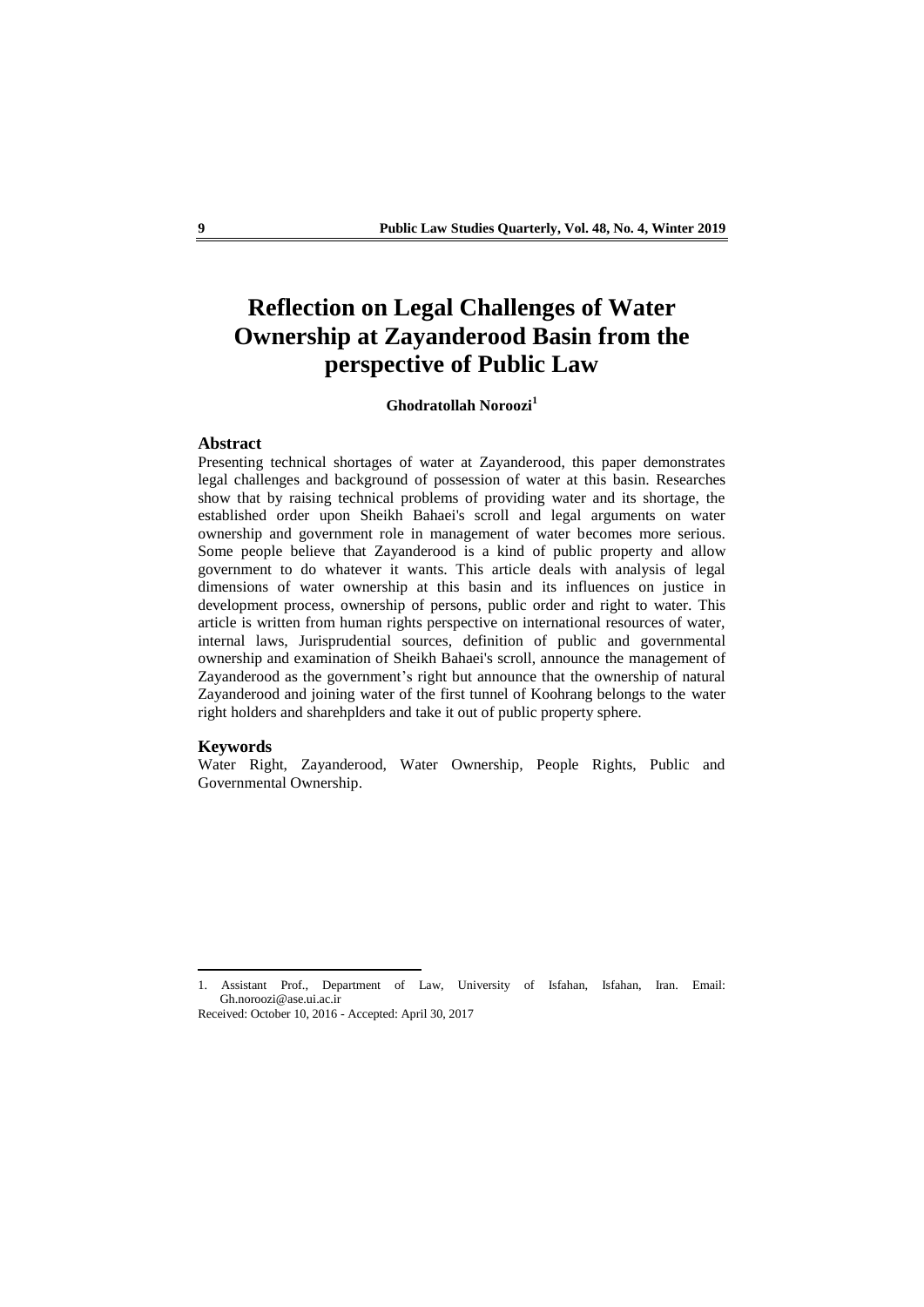# Reflection on Legal Challenges of Water Ownership at Zayanderood Basin from the perspective of Public Law

**Ghodratollah Noroozi**[1]

## Abstract

Presenting technical shortages of water at Zayanderood, this paper demonstrates legal challenges and background of possession of water at this basin. Researches show that by raising technical problems of providing water and its shortage, the established order upon Sheikh Bahaei's scroll and legal arguments on water ownership and government role in management of water becomes more serious. Some people believe that Zayanderood is a kind of public property and allow government to do whatever it wants. This article deals with analysis of legal dimensions of water ownership at this basin and its influences on justice in development process, ownership of persons, public order and right to water. This article is written from human rights perspective on international resources of water, internal laws, Jurisprudential sources, definition of public and governmental ownership and examination of Sheikh Bahaei's scroll, announce the management of Zayanderood as the government's right but announce that the ownership of natural Zayanderood and joining water of the first tunnel of Koohrang belongs to the water right holders and sharehplders and take it out of public property sphere.

## Keywords

Water Right, Zayanderood, Water Ownership, People Rights, Public and Governmental Ownership.

---

1. Assistant Prof., Department of Law, University of Isfahan, Isfahan, Iran. Email: Gh.noroozi@ase.ui.ac.ir

Received: October 10, 2016 - Accepted: April 30, 2017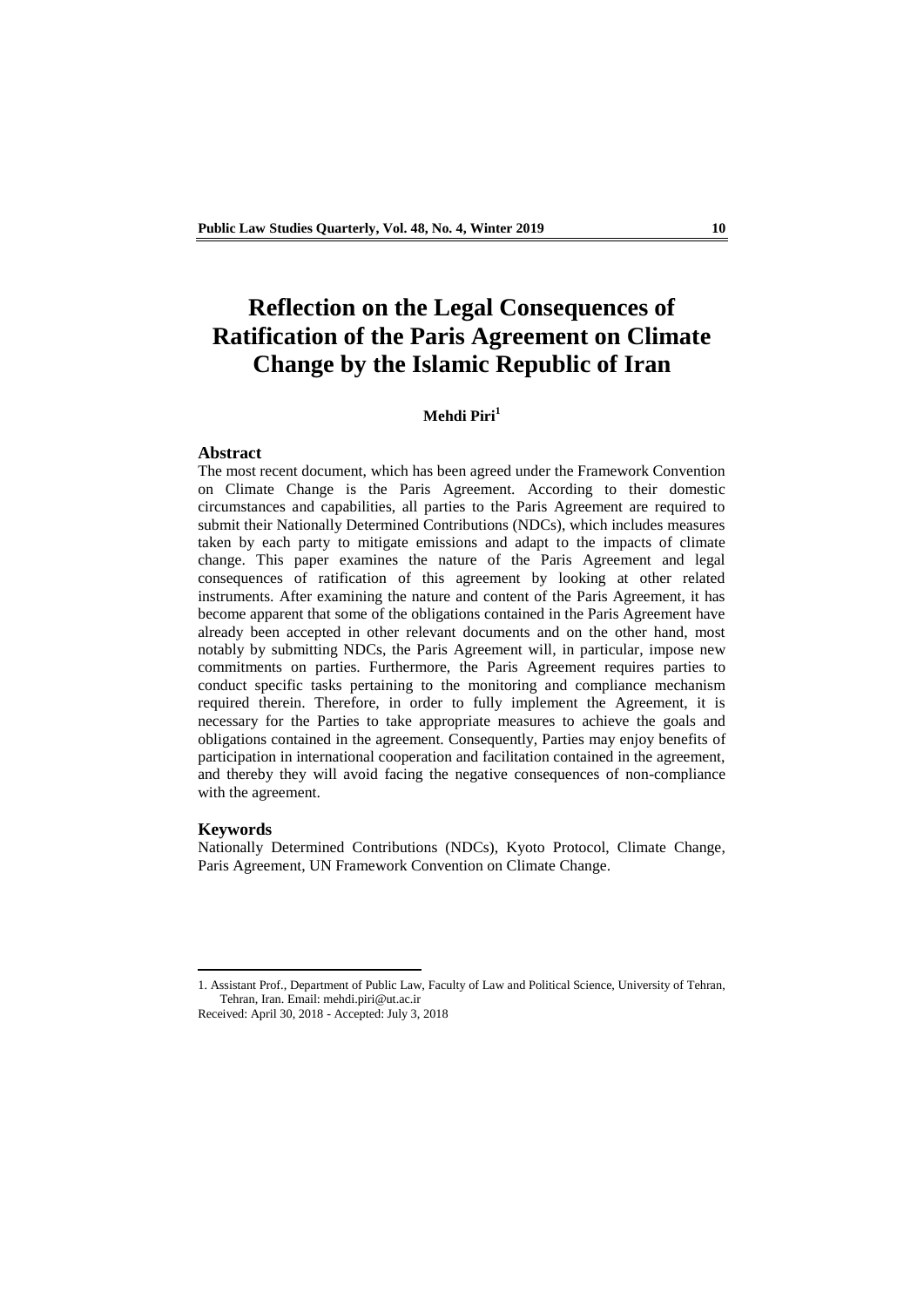# Reflection on the Legal Consequences of Ratification of the Paris Agreement on Climate Change by the Islamic Republic of Iran

**Mehdi Piri**[1]

## Abstract

The most recent document, which has been agreed under the Framework Convention on Climate Change is the Paris Agreement. According to their domestic circumstances and capabilities, all parties to the Paris Agreement are required to submit their Nationally Determined Contributions (NDCs), which includes measures taken by each party to mitigate emissions and adapt to the impacts of climate change. This paper examines the nature of the Paris Agreement and legal consequences of ratification of this agreement by looking at other related instruments. After examining the nature and content of the Paris Agreement, it has become apparent that some of the obligations contained in the Paris Agreement have already been accepted in other relevant documents and on the other hand, most notably by submitting NDCs, the Paris Agreement will, in particular, impose new commitments on parties. Furthermore, the Paris Agreement requires parties to conduct specific tasks pertaining to the monitoring and compliance mechanism required therein. Therefore, in order to fully implement the Agreement, it is necessary for the Parties to take appropriate measures to achieve the goals and obligations contained in the agreement. Consequently, Parties may enjoy benefits of participation in international cooperation and facilitation contained in the agreement, and thereby they will avoid facing the negative consequences of non-compliance with the agreement.

## Keywords

Nationally Determined Contributions (NDCs), Kyoto Protocol, Climate Change, Paris Agreement, UN Framework Convention on Climate Change.

---

1. Assistant Prof., Department of Public Law, Faculty of Law and Political Science, University of Tehran, Tehran, Iran. Email: mehdi.piri@ut.ac.ir

Received: April 30, 2018 - Accepted: July 3, 2018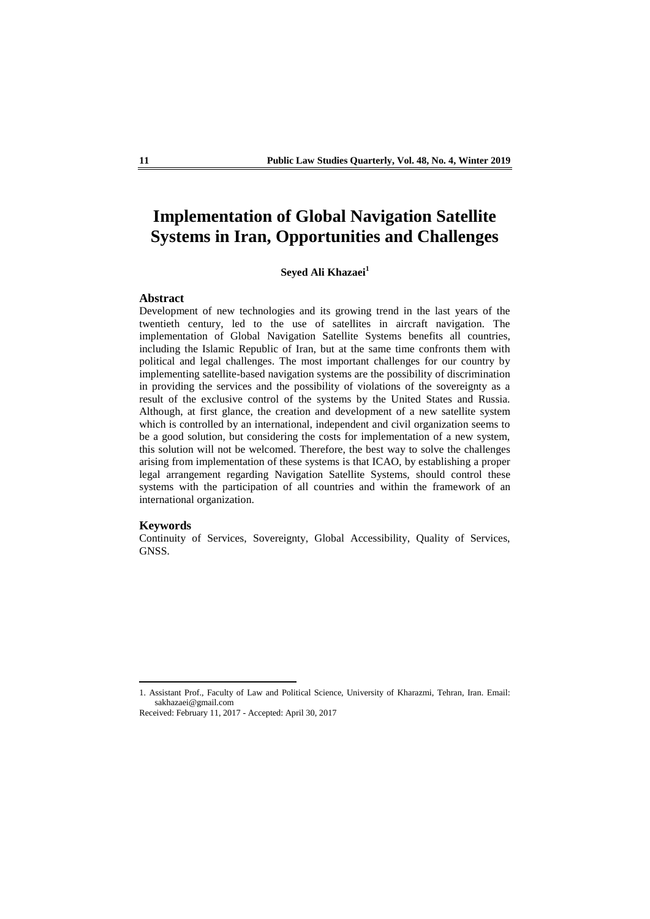# Implementation of Global Navigation Satellite Systems in Iran, Opportunities and Challenges

**Seyed Ali Khazaei**[1]

## Abstract

Development of new technologies and its growing trend in the last years of the twentieth century, led to the use of satellites in aircraft navigation. The implementation of Global Navigation Satellite Systems benefits all countries, including the Islamic Republic of Iran, but at the same time confronts them with political and legal challenges. The most important challenges for our country by implementing satellite-based navigation systems are the possibility of discrimination in providing the services and the possibility of violations of the sovereignty as a result of the exclusive control of the systems by the United States and Russia. Although, at first glance, the creation and development of a new satellite system which is controlled by an international, independent and civil organization seems to be a good solution, but considering the costs for implementation of a new system, this solution will not be welcomed. Therefore, the best way to solve the challenges arising from implementation of these systems is that ICAO, by establishing a proper legal arrangement regarding Navigation Satellite Systems, should control these systems with the participation of all countries and within the framework of an international organization.

## Keywords

Continuity of Services, Sovereignty, Global Accessibility, Quality of Services, GNSS.

---

1. Assistant Prof., Faculty of Law and Political Science, University of Kharazmi, Tehran, Iran. Email: sakhazaei@gmail.com

Received: February 11, 2017 - Accepted: April 30, 2017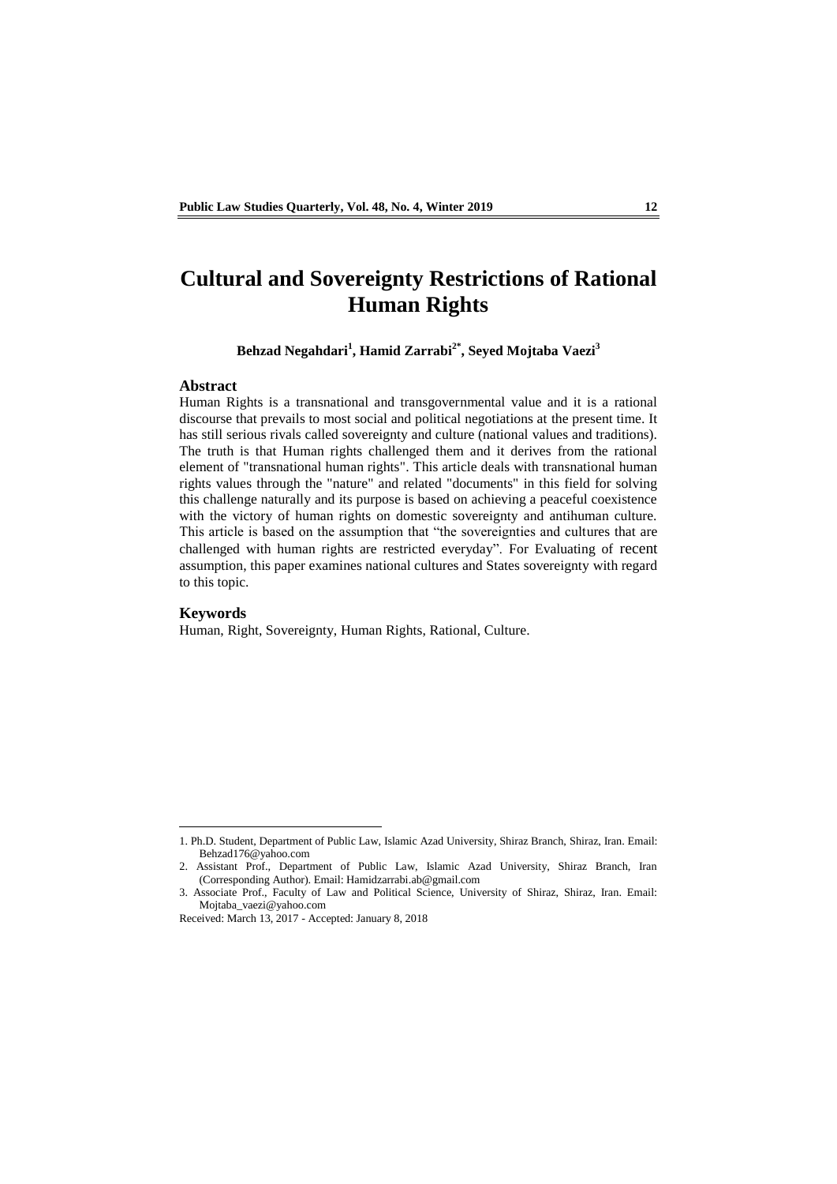# Cultural and Sovereignty Restrictions of Rational Human Rights

**Behzad Negahdari[1], Hamid Zarrabi[2*], Seyed Mojtaba Vaezi[3]**

## Abstract

Human Rights is a transnational and transgovernmental value and it is a rational discourse that prevails to most social and political negotiations at the present time. It has still serious rivals called sovereignty and culture (national values and traditions). The truth is that Human rights challenged them and it derives from the rational element of "transnational human rights". This article deals with transnational human rights values through the "nature" and related "documents" in this field for solving this challenge naturally and its purpose is based on achieving a peaceful coexistence with the victory of human rights on domestic sovereignty and antihuman culture. This article is based on the assumption that "the sovereignties and cultures that are challenged with human rights are restricted everyday". For Evaluating of recent assumption, this paper examines national cultures and States sovereignty with regard to this topic.

## Keywords

Human, Right, Sovereignty, Human Rights, Rational, Culture.

---

1. Ph.D. Student, Department of Public Law, Islamic Azad University, Shiraz Branch, Shiraz, Iran. Email: Behzad176@yahoo.com
2. Assistant Prof., Department of Public Law, Islamic Azad University, Shiraz Branch, Iran (Corresponding Author). Email: Hamidzarrabi.ab@gmail.com
3. Associate Prof., Faculty of Law and Political Science, University of Shiraz, Shiraz, Iran. Email: Mojtaba_vaezi@yahoo.com

Received: March 13, 2017 - Accepted: January 8, 2018